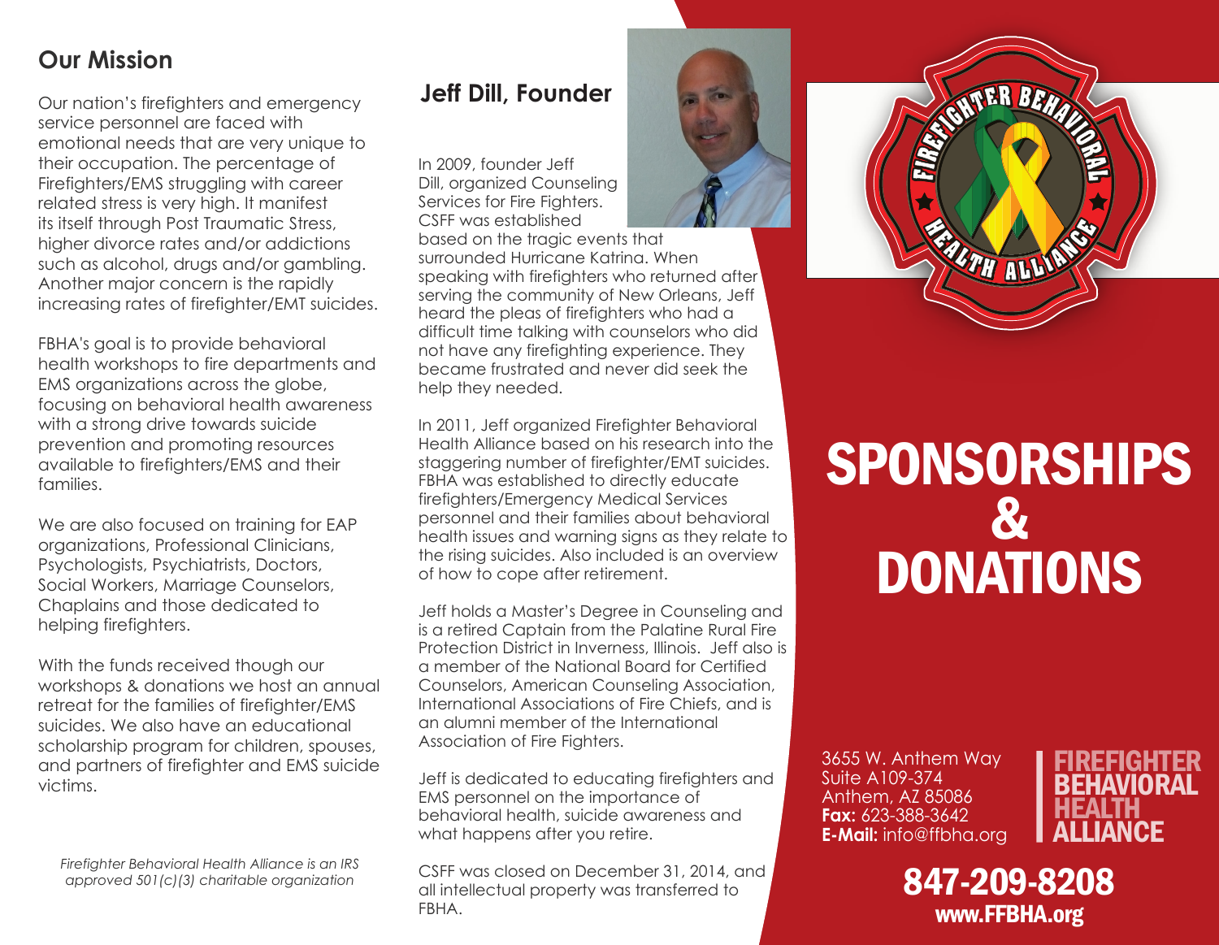## Our Mission

Our nation's firefighters and emergency service personnel are faced with emotional needs that are very unique to their occupation. The percentage of Firefighters/EMS struggling with career related stress is very high. It manifest its itself through Post Traumatic Stress, higher divorce rates and/or addictions such as alcohol, drugs and/or gambling. Another major concern is the rapidly increasing rates of firefighter/EMT suicides.

FBHA's goal is to provide behavioral health workshops to fire departments and EMS organizations across the globe, focusing on behavioral health awareness with a strong drive towards suicide prevention and promoting resources available to firefighters/EMS and their families.

We are also focused on training for EAP organizations, Professional Clinicians, Psychologists, Psychiatrists, Doctors, Social Workers, Marriage Counselors, Chaplains and those dedicated to helping firefighters.

With the funds received though our workshops & donations we host an annual retreat for the families of firefighter/EMS suicides. We also have an educational scholarship program for children, spouses, and partners of firefighter and EMS suicide victims.

*Firefighter Behavioral Health Alliance is an IRS approved 501(c)(3) charitable organization*

## Jeff Dill, Founder

In 2009, founder Jeff Dill, organized Counseling Services for Fire Fighters. CSFF was established based on the tragic events that surrounded Hurricane Katrina. When speaking with firefighters who returned after serving the community of New Orleans, Jeff heard the pleas of firefighters who had a difficult time talking with counselors who did not have any firefighting experience. They became frustrated and never did seek the help they needed.

In 2011, Jeff organized Firefighter Behavioral Health Alliance based on his research into the staggering number of firefighter/EMT suicides. FBHA was established to directly educate firefighters/Emergency Medical Services personnel and their families about behavioral health issues and warning signs as they relate to the rising suicides. Also included is an overview of how to cope after retirement.

Jeff holds a Master's Degree in Counseling and is a retired Captain from the Palatine Rural Fire Protection District in Inverness, Illinois. Jeff also is a member of the National Board for Certified Counselors, American Counseling Association, International Associations of Fire Chiefs, and is an alumni member of the International Association of Fire Fighters.

Jeff is dedicated to educating firefighters and EMS personnel on the importance of behavioral health, suicide awareness and what happens after you retire.

CSFF was closed on December 31, 2014, and all intellectual property was transferred to FBHA.

FIREFIGHTER BEHAVIORAL HEALTH ALLIANCE

# SPONSORSHIPS & DONATIONS

3655 W. Anthem Way
Suite A109-374
Anthem, AZ 85086
**Fax:** 623-388-3642
**E-Mail:** info@ffbha.org

**FIREFIGHTER BEHAVIORAL HEALTH ALLIANCE**

**847-209-8208**
**www.FFBHA.org**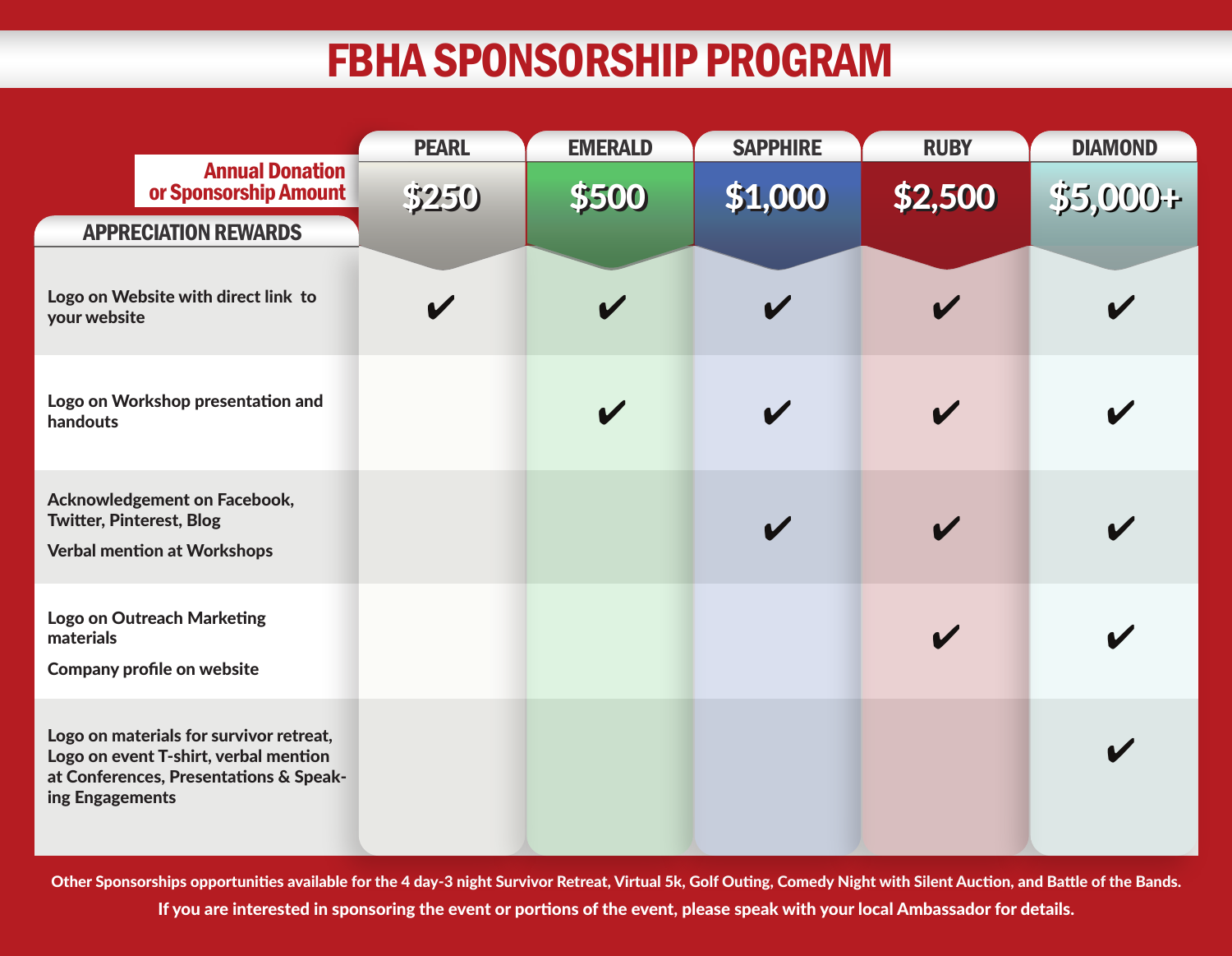# FBHA SPONSORSHIP PROGRAM

| Annual Donation or Sponsorship Amount | PEARL | EMERALD | SAPPHIRE | RUBY | DIAMOND |
|---|---|---|---|---|---|
| **APPRECIATION REWARDS** | $250 | $500 | $1,000 | $2,500 | $5,000+ |
| Logo on Website with direct link to your website | ✔ | ✔ | ✔ | ✔ | ✔ |
| Logo on Workshop presentation and handouts | | ✔ | ✔ | ✔ | ✔ |
| Acknowledgement on Facebook, Twitter, Pinterest, Blog<br>Verbal mention at Workshops | | | ✔ | ✔ | ✔ |
| Logo on Outreach Marketing materials<br>Company profile on website | | | | ✔ | ✔ |
| Logo on materials for survivor retreat, Logo on event T-shirt, verbal mention at Conferences, Presentations & Speak-ing Engagements | | | | | ✔ |

Other Sponsorships opportunities available for the 4 day-3 night Survivor Retreat, Virtual 5k, Golf Outing, Comedy Night with Silent Auction, and Battle of the Bands.

If you are interested in sponsoring the event or portions of the event, please speak with your local Ambassador for details.